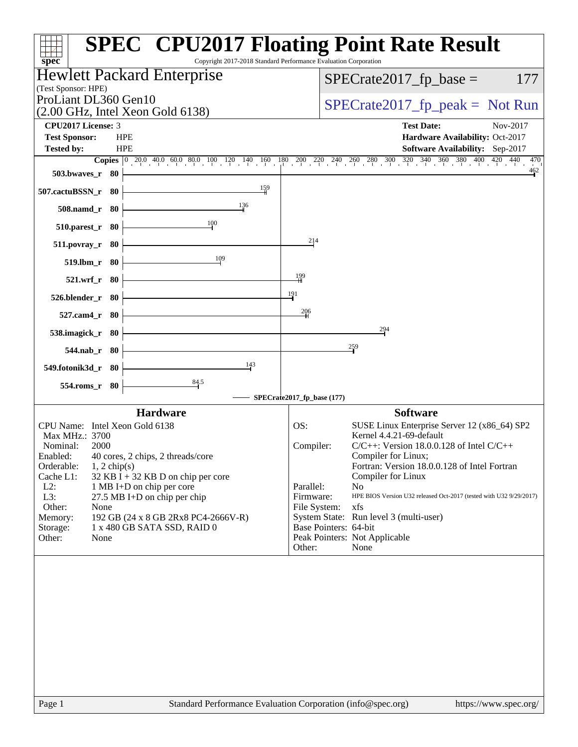# SPEC CPU2017 Floating Point Rate Result

Copyright 2017-2018 Standard Performance Evaluation Corporation

**Hewlett Packard Enterprise**
(Test Sponsor: HPE)
ProLiant DL360 Gen10
(2.00 GHz, Intel Xeon Gold 6138)

SPECrate2017_fp_base = 177
SPECrate2017_fp_peak = Not Run

| | | | |
|---|---|---|---|
| **CPU2017 License:** | 3 | **Test Date:** | Nov-2017 |
| **Test Sponsor:** | HPE | **Hardware Availability:** | Oct-2017 |
| **Tested by:** | HPE | **Software Availability:** | Sep-2017 |

| Benchmark | Copies | SPECrate2017_fp_base |
|---|---|---|
| 503.bwaves_r | 80 | 462 |
| 507.cactuBSSN_r | 80 | 159 |
| 508.namd_r | 80 | 136 |
| 510.parest_r | 80 | 100 |
| 511.povray_r | 80 | 214 |
| 519.lbm_r | 80 | 109 |
| 521.wrf_r | 80 | 199 |
| 526.blender_r | 80 | 191 |
| 527.cam4_r | 80 | 206 |
| 538.imagick_r | 80 | 294 |
| 544.nab_r | 80 | 259 |
| 549.fotonik3d_r | 80 | 143 |
| 554.roms_r | 80 | 84.5 |

SPECrate2017_fp_base (177)

## Hardware

| | |
|---|---|
| CPU Name: | Intel Xeon Gold 6138 |
| Max MHz.: | 3700 |
| Nominal: | 2000 |
| Enabled: | 40 cores, 2 chips, 2 threads/core |
| Orderable: | 1, 2 chip(s) |
| Cache L1: | 32 KB I + 32 KB D on chip per core |
| L2: | 1 MB I+D on chip per core |
| L3: | 27.5 MB I+D on chip per chip |
| Other: | None |
| Memory: | 192 GB (24 x 8 GB 2Rx8 PC4-2666V-R) |
| Storage: | 1 x 480 GB SATA SSD, RAID 0 |
| Other: | None |

## Software

| | |
|---|---|
| OS: | SUSE Linux Enterprise Server 12 (x86_64) SP2 Kernel 4.4.21-69-default |
| Compiler: | C/C++: Version 18.0.0.128 of Intel C/C++ Compiler for Linux; Fortran: Version 18.0.0.128 of Intel Fortran Compiler for Linux |
| Parallel: | No |
| Firmware: | HPE BIOS Version U32 released Oct-2017 (tested with U32 9/29/2017) |
| File System: | xfs |
| System State: | Run level 3 (multi-user) |
| Base Pointers: | 64-bit |
| Peak Pointers: | Not Applicable |
| Other: | None |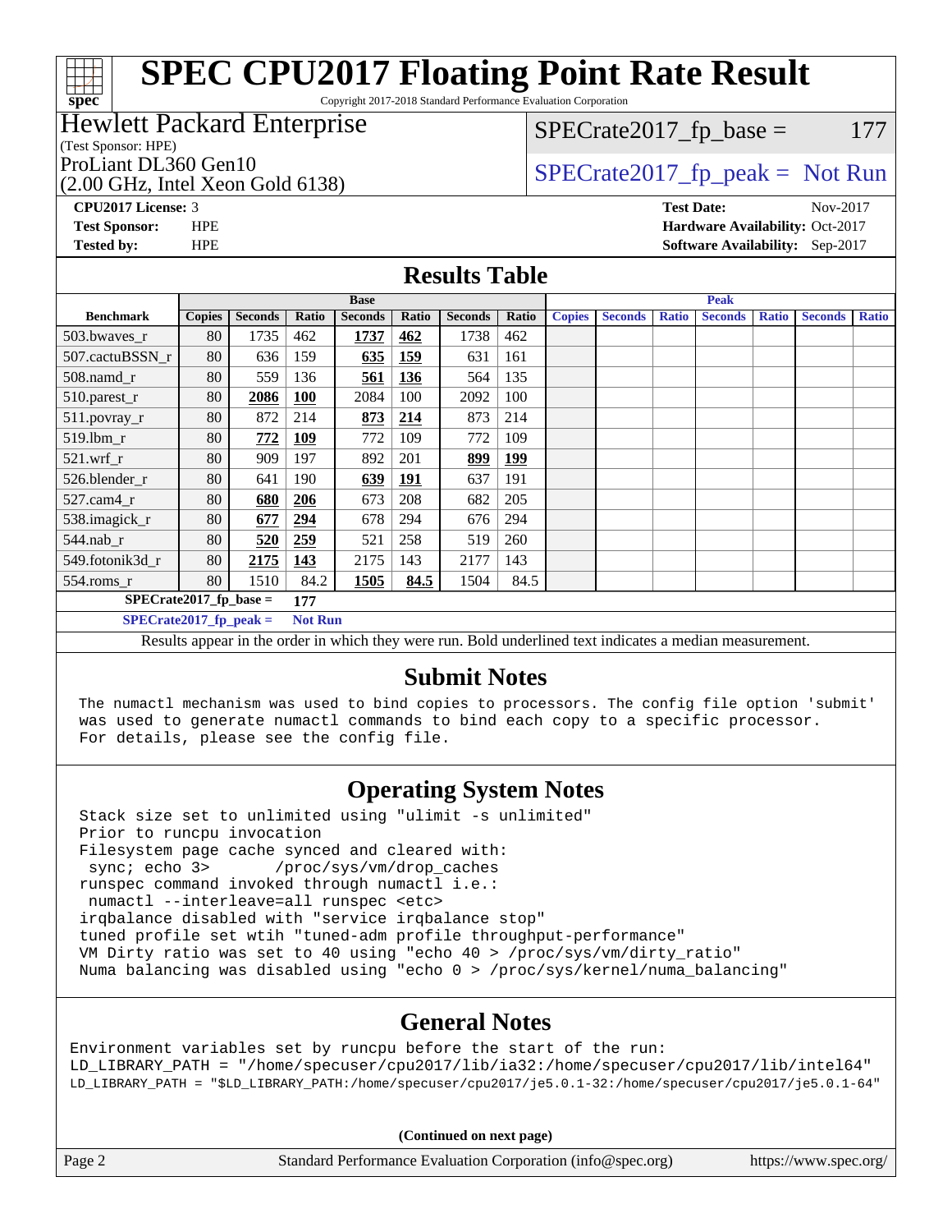# SPEC CPU2017 Floating Point Rate Result

Copyright 2017-2018 Standard Performance Evaluation Corporation

**Hewlett Packard Enterprise**
(Test Sponsor: HPE)
ProLiant DL360 Gen10
(2.00 GHz, Intel Xeon Gold 6138)

SPECrate2017_fp_base = 177

SPECrate2017_fp_peak = Not Run

**CPU2017 License:** 3
**Test Sponsor:** HPE
**Tested by:** HPE

**Test Date:** Nov-2017
**Hardware Availability:** Oct-2017
**Software Availability:** Sep-2017

## Results Table

| | Base | | | | | | | Peak | | | | | | |
|---|---|---|---|---|---|---|---|---|---|---|---|---|---|---|
| **Benchmark** | **Copies** | **Seconds** | **Ratio** | **Seconds** | **Ratio** | **Seconds** | **Ratio** | **Copies** | **Seconds** | **Ratio** | **Seconds** | **Ratio** | **Seconds** | **Ratio** |
| 503.bwaves_r | 80 | 1735 | 462 | **1737** | **462** | 1738 | 462 | | | | | | | |
| 507.cactuBSSN_r | 80 | 636 | 159 | **635** | **159** | 631 | 161 | | | | | | | |
| 508.namd_r | 80 | 559 | 136 | **561** | **136** | 564 | 135 | | | | | | | |
| 510.parest_r | 80 | **2086** | **100** | 2084 | 100 | 2092 | 100 | | | | | | | |
| 511.povray_r | 80 | 872 | 214 | **873** | **214** | 873 | 214 | | | | | | | |
| 519.lbm_r | 80 | **772** | **109** | 772 | 109 | 772 | 109 | | | | | | | |
| 521.wrf_r | 80 | 909 | 197 | 892 | 201 | **899** | **199** | | | | | | | |
| 526.blender_r | 80 | 641 | 190 | **639** | **191** | 637 | 191 | | | | | | | |
| 527.cam4_r | 80 | **680** | **206** | 673 | 208 | 682 | 205 | | | | | | | |
| 538.imagick_r | 80 | **677** | **294** | 678 | 294 | 676 | 294 | | | | | | | |
| 544.nab_r | 80 | **520** | **259** | 521 | 258 | 519 | 260 | | | | | | | |
| 549.fotonik3d_r | 80 | **2175** | **143** | 2175 | 143 | 2177 | 143 | | | | | | | |
| 554.roms_r | 80 | 1510 | 84.2 | **1505** | **84.5** | 1504 | 84.5 | | | | | | | |

**SPECrate2017_fp_base = 177**

**SPECrate2017_fp_peak = Not Run**

Results appear in the order in which they were run. Bold underlined text indicates a median measurement.

## Submit Notes

```
The numactl mechanism was used to bind copies to processors. The config file option 'submit'
was used to generate numactl commands to bind each copy to a specific processor.
For details, please see the config file.
```

## Operating System Notes

```
Stack size set to unlimited using "ulimit -s unlimited"
Prior to runcpu invocation
Filesystem page cache synced and cleared with:
 sync; echo 3>       /proc/sys/vm/drop_caches
runspec command invoked through numactl i.e.:
 numactl --interleave=all runspec <etc>
irqbalance disabled with "service irqbalance stop"
tuned profile set wtih "tuned-adm profile throughput-performance"
VM Dirty ratio was set to 40 using "echo 40 > /proc/sys/vm/dirty_ratio"
Numa balancing was disabled using "echo 0 > /proc/sys/kernel/numa_balancing"
```

## General Notes

```
Environment variables set by runcpu before the start of the run:
LD_LIBRARY_PATH = "/home/specuser/cpu2017/lib/ia32:/home/specuser/cpu2017/lib/intel64"
LD_LIBRARY_PATH = "$LD_LIBRARY_PATH:/home/specuser/cpu2017/je5.0.1-32:/home/specuser/cpu2017/je5.0.1-64"
```

(Continued on next page)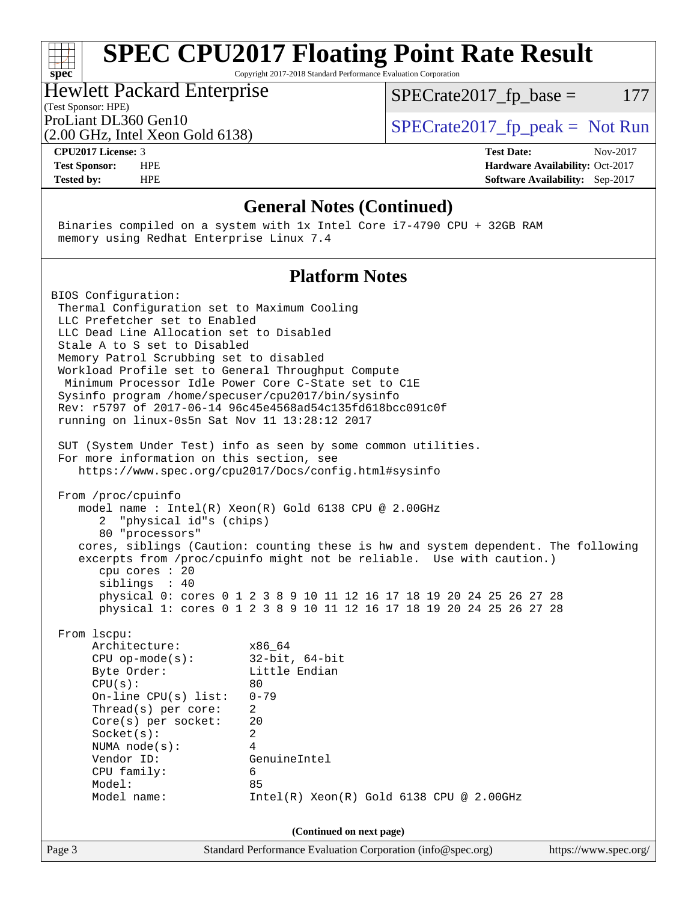# SPEC CPU2017 Floating Point Rate Result

Copyright 2017-2018 Standard Performance Evaluation Corporation

**Hewlett Packard Enterprise**
(Test Sponsor: HPE)

ProLiant DL360 Gen10
(2.00 GHz, Intel Xeon Gold 6138)

SPECrate2017_fp_base = 177

SPECrate2017_fp_peak = Not Run

| | | | |
|---|---|---|---|
| **CPU2017 License:** | 3 | **Test Date:** | Nov-2017 |
| **Test Sponsor:** | HPE | **Hardware Availability:** | Oct-2017 |
| **Tested by:** | HPE | **Software Availability:** | Sep-2017 |

## General Notes (Continued)

```
Binaries compiled on a system with 1x Intel Core i7-4790 CPU + 32GB RAM
memory using Redhat Enterprise Linux 7.4
```

## Platform Notes

```
BIOS Configuration:
 Thermal Configuration set to Maximum Cooling
 LLC Prefetcher set to Enabled
 LLC Dead Line Allocation set to Disabled
 Stale A to S set to Disabled
 Memory Patrol Scrubbing set to disabled
 Workload Profile set to General Throughput Compute
  Minimum Processor Idle Power Core C-State set to C1E
 Sysinfo program /home/specuser/cpu2017/bin/sysinfo
 Rev: r5797 of 2017-06-14 96c45e4568ad54c135fd618bcc091c0f
 running on linux-0s5n Sat Nov 11 13:28:12 2017

 SUT (System Under Test) info as seen by some common utilities.
 For more information on this section, see
    https://www.spec.org/cpu2017/Docs/config.html#sysinfo

 From /proc/cpuinfo
    model name : Intel(R) Xeon(R) Gold 6138 CPU @ 2.00GHz
       2  "physical id"s (chips)
       80 "processors"
    cores, siblings (Caution: counting these is hw and system dependent. The following
    excerpts from /proc/cpuinfo might not be reliable.  Use with caution.)
       cpu cores : 20
       siblings  : 40
       physical 0: cores 0 1 2 3 8 9 10 11 12 16 17 18 19 20 24 25 26 27 28
       physical 1: cores 0 1 2 3 8 9 10 11 12 16 17 18 19 20 24 25 26 27 28

 From lscpu:
      Architecture:          x86_64
      CPU op-mode(s):        32-bit, 64-bit
      Byte Order:            Little Endian
      CPU(s):                80
      On-line CPU(s) list:   0-79
      Thread(s) per core:    2
      Core(s) per socket:    20
      Socket(s):             2
      NUMA node(s):          4
      Vendor ID:             GenuineIntel
      CPU family:            6
      Model:                 85
      Model name:            Intel(R) Xeon(R) Gold 6138 CPU @ 2.00GHz
```

**(Continued on next page)**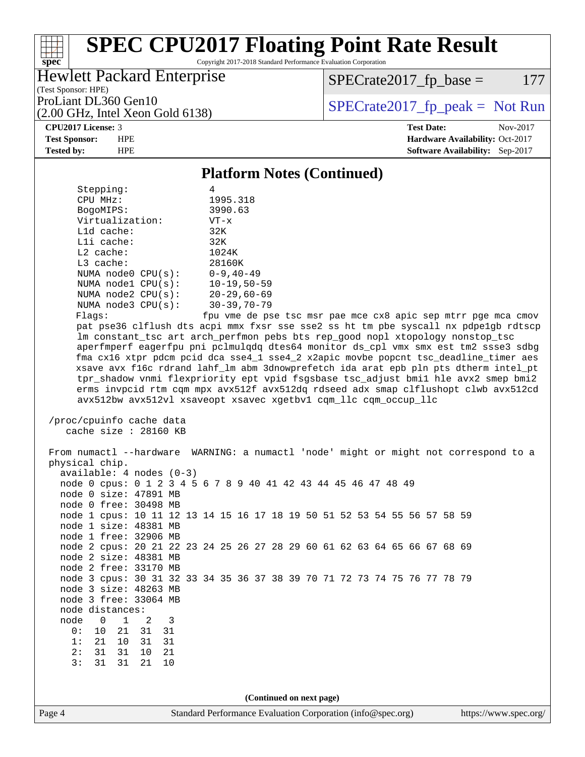## Platform Notes (Continued)

```
    Stepping:              4
    CPU MHz:               1995.318
    BogoMIPS:              3990.63
    Virtualization:        VT-x
    L1d cache:             32K
    L1i cache:             32K
    L2 cache:              1024K
    L3 cache:              28160K
    NUMA node0 CPU(s):     0-9,40-49
    NUMA node1 CPU(s):     10-19,50-59
    NUMA node2 CPU(s):     20-29,60-69
    NUMA node3 CPU(s):     30-39,70-79
    Flags:                 fpu vme de pse tsc msr pae mce cx8 apic sep mtrr pge mca cmov
    pat pse36 clflush dts acpi mmx fxsr sse sse2 ss ht tm pbe syscall nx pdpe1gb rdtscp
    lm constant_tsc art arch_perfmon pebs bts rep_good nopl xtopology nonstop_tsc
    aperfmperf eagerfpu pni pclmulqdq dtes64 monitor ds_cpl vmx smx est tm2 ssse3 sdbg
    fma cx16 xtpr pdcm pcid dca sse4_1 sse4_2 x2apic movbe popcnt tsc_deadline_timer aes
    xsave avx f16c rdrand lahf_lm abm 3dnowprefetch ida arat epb pln pts dtherm intel_pt
    tpr_shadow vnmi flexpriority ept vpid fsgsbase tsc_adjust bmi1 hle avx2 smep bmi2
    erms invpcid rtm cqm mpx avx512f avx512dq rdseed adx smap clflushopt clwb avx512cd
    avx512bw avx512vl xsaveopt xsavec xgetbv1 cqm_llc cqm_occup_llc

 /proc/cpuinfo cache data
    cache size : 28160 KB

 From numactl --hardware  WARNING: a numactl 'node' might or might not correspond to a
 physical chip.
   available: 4 nodes (0-3)
   node 0 cpus: 0 1 2 3 4 5 6 7 8 9 40 41 42 43 44 45 46 47 48 49
   node 0 size: 47891 MB
   node 0 free: 30498 MB
   node 1 cpus: 10 11 12 13 14 15 16 17 18 19 50 51 52 53 54 55 56 57 58 59
   node 1 size: 48381 MB
   node 1 free: 32906 MB
   node 2 cpus: 20 21 22 23 24 25 26 27 28 29 60 61 62 63 64 65 66 67 68 69
   node 2 size: 48381 MB
   node 2 free: 33170 MB
   node 3 cpus: 30 31 32 33 34 35 36 37 38 39 70 71 72 73 74 75 76 77 78 79
   node 3 size: 48263 MB
   node 3 free: 33064 MB
   node distances:
   node   0   1   2   3
     0:  10  21  31  31
     1:  21  10  31  31
     2:  31  31  10  21
     3:  31  31  21  10
```

(Continued on next page)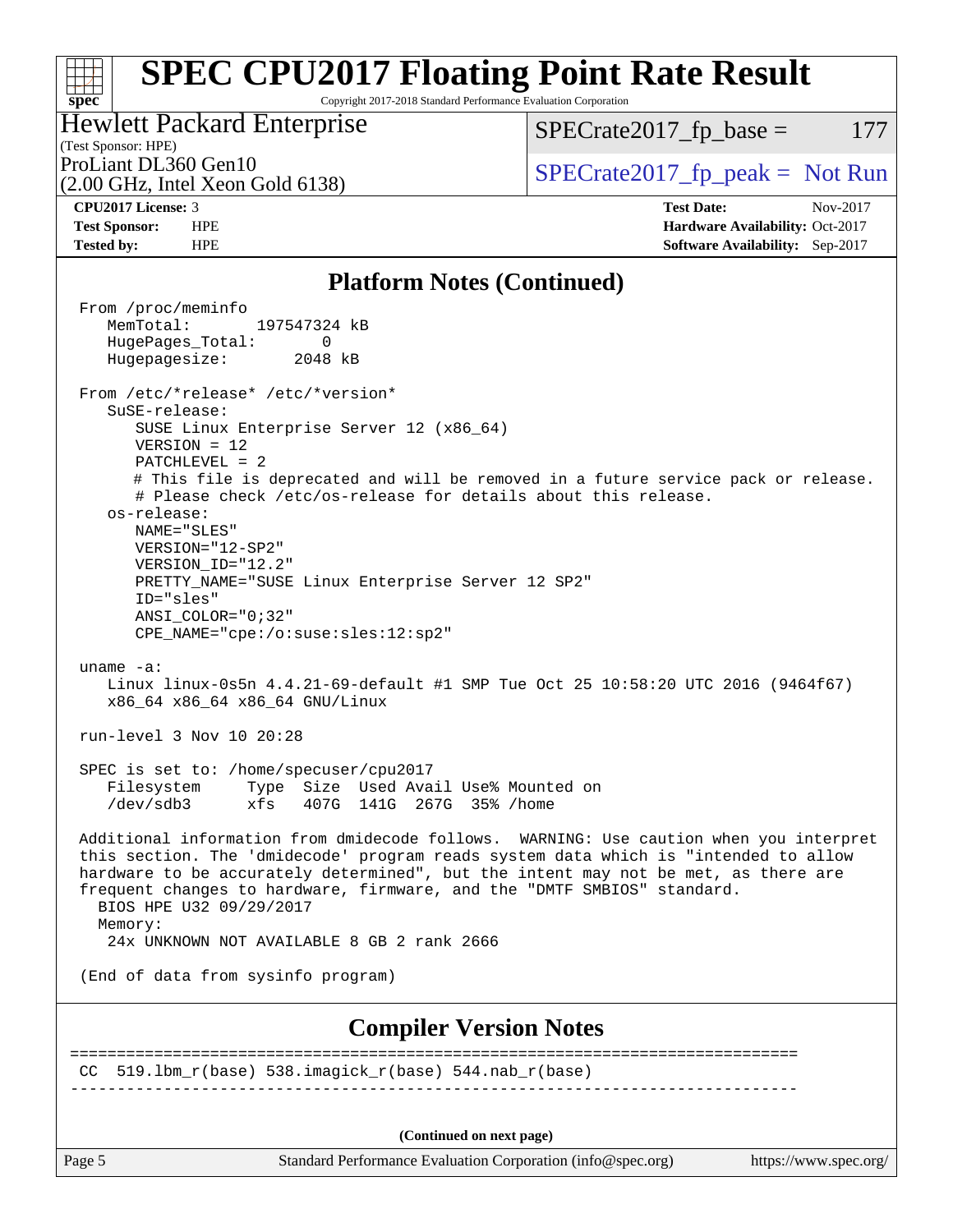## Platform Notes (Continued)

```
From /proc/meminfo
   MemTotal:       197547324 kB
   HugePages_Total:       0
   Hugepagesize:       2048 kB

From /etc/*release* /etc/*version*
   SuSE-release:
      SUSE Linux Enterprise Server 12 (x86_64)
      VERSION = 12
      PATCHLEVEL = 2
      # This file is deprecated and will be removed in a future service pack or release.
      # Please check /etc/os-release for details about this release.
   os-release:
      NAME="SLES"
      VERSION="12-SP2"
      VERSION_ID="12.2"
      PRETTY_NAME="SUSE Linux Enterprise Server 12 SP2"
      ID="sles"
      ANSI_COLOR="0;32"
      CPE_NAME="cpe:/o:suse:sles:12:sp2"

uname -a:
   Linux linux-0s5n 4.4.21-69-default #1 SMP Tue Oct 25 10:58:20 UTC 2016 (9464f67)
   x86_64 x86_64 x86_64 GNU/Linux

run-level 3 Nov 10 20:28

SPEC is set to: /home/specuser/cpu2017
   Filesystem     Type  Size  Used Avail Use% Mounted on
   /dev/sdb3      xfs   407G  141G  267G  35% /home

Additional information from dmidecode follows.  WARNING: Use caution when you interpret
this section. The 'dmidecode' program reads system data which is "intended to allow
hardware to be accurately determined", but the intent may not be met, as there are
frequent changes to hardware, firmware, and the "DMTF SMBIOS" standard.
  BIOS HPE U32 09/29/2017
  Memory:
   24x UNKNOWN NOT AVAILABLE 8 GB 2 rank 2666

(End of data from sysinfo program)
```

## Compiler Version Notes

```
==============================================================================
 CC  519.lbm_r(base) 538.imagick_r(base) 544.nab_r(base)
------------------------------------------------------------------------------
```

**(Continued on next page)**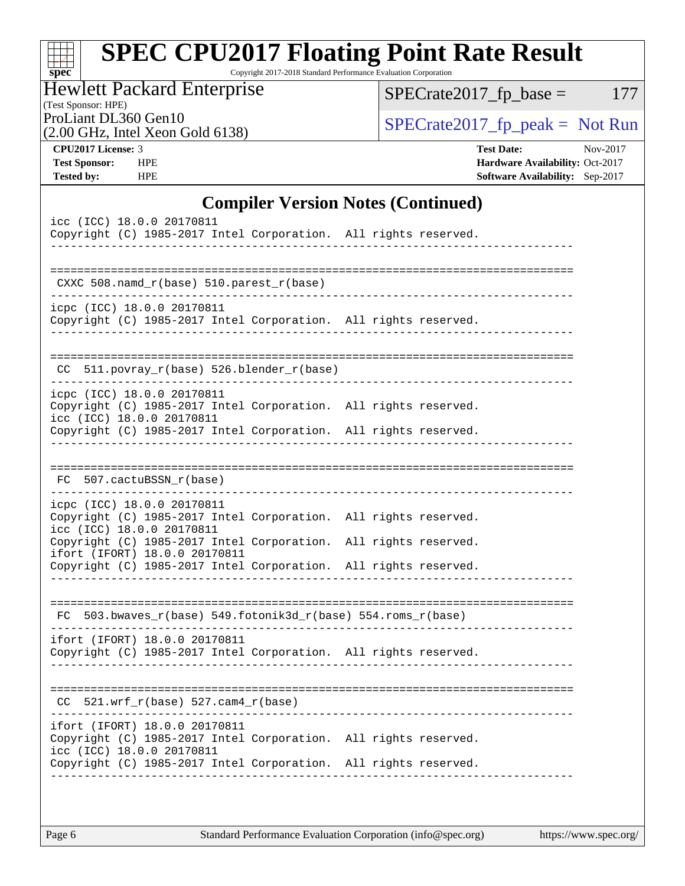# SPEC CPU2017 Floating Point Rate Result

Copyright 2017-2018 Standard Performance Evaluation Corporation

**Hewlett Packard Enterprise**
(Test Sponsor: HPE)

ProLiant DL360 Gen10
(2.00 GHz, Intel Xeon Gold 6138)

SPECrate2017_fp_base = 177

SPECrate2017_fp_peak = Not Run

| | | | |
|---|---|---|---|
| **CPU2017 License:** | 3 | **Test Date:** | Nov-2017 |
| **Test Sponsor:** | HPE | **Hardware Availability:** | Oct-2017 |
| **Tested by:** | HPE | **Software Availability:** | Sep-2017 |

## Compiler Version Notes (Continued)

```
icc (ICC) 18.0.0 20170811
Copyright (C) 1985-2017 Intel Corporation.  All rights reserved.
------------------------------------------------------------------------------

==============================================================================
 CXXC 508.namd_r(base) 510.parest_r(base)
------------------------------------------------------------------------------
icpc (ICC) 18.0.0 20170811
Copyright (C) 1985-2017 Intel Corporation.  All rights reserved.
------------------------------------------------------------------------------

==============================================================================
 CC  511.povray_r(base) 526.blender_r(base)
------------------------------------------------------------------------------
icpc (ICC) 18.0.0 20170811
Copyright (C) 1985-2017 Intel Corporation.  All rights reserved.
icc (ICC) 18.0.0 20170811
Copyright (C) 1985-2017 Intel Corporation.  All rights reserved.
------------------------------------------------------------------------------

==============================================================================
 FC  507.cactuBSSN_r(base)
------------------------------------------------------------------------------
icpc (ICC) 18.0.0 20170811
Copyright (C) 1985-2017 Intel Corporation.  All rights reserved.
icc (ICC) 18.0.0 20170811
Copyright (C) 1985-2017 Intel Corporation.  All rights reserved.
ifort (IFORT) 18.0.0 20170811
Copyright (C) 1985-2017 Intel Corporation.  All rights reserved.
------------------------------------------------------------------------------

==============================================================================
 FC  503.bwaves_r(base) 549.fotonik3d_r(base) 554.roms_r(base)
------------------------------------------------------------------------------
ifort (IFORT) 18.0.0 20170811
Copyright (C) 1985-2017 Intel Corporation.  All rights reserved.
------------------------------------------------------------------------------

==============================================================================
 CC  521.wrf_r(base) 527.cam4_r(base)
------------------------------------------------------------------------------
ifort (IFORT) 18.0.0 20170811
Copyright (C) 1985-2017 Intel Corporation.  All rights reserved.
icc (ICC) 18.0.0 20170811
Copyright (C) 1985-2017 Intel Corporation.  All rights reserved.
------------------------------------------------------------------------------
```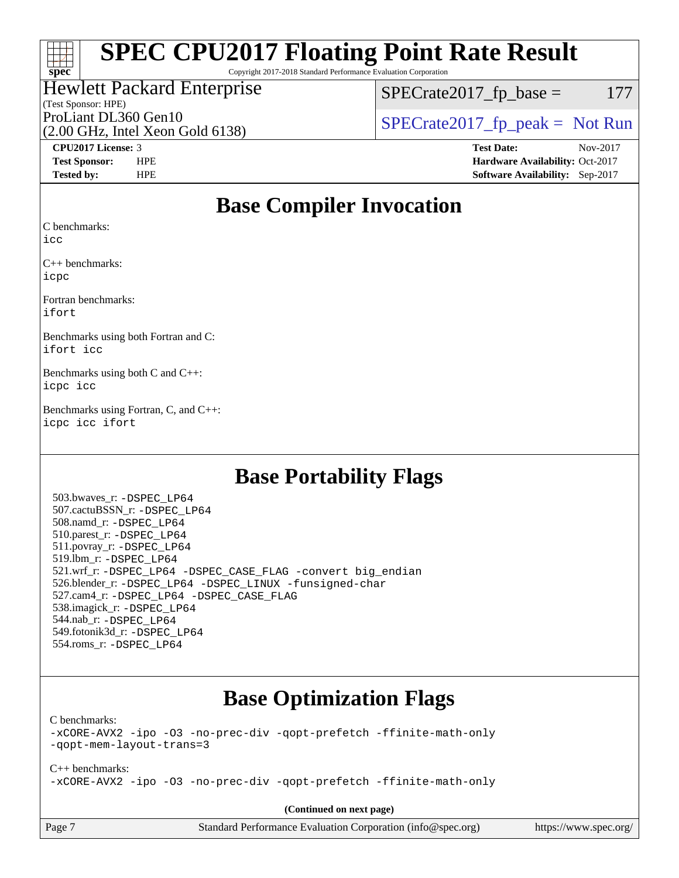# SPEC CPU2017 Floating Point Rate Result

Copyright 2017-2018 Standard Performance Evaluation Corporation

Hewlett Packard Enterprise
(Test Sponsor: HPE)
ProLiant DL360 Gen10
(2.00 GHz, Intel Xeon Gold 6138)

SPECrate2017_fp_base = 177

SPECrate2017_fp_peak = Not Run

| | | | |
|---|---|---|---|
| **CPU2017 License:** | 3 | **Test Date:** | Nov-2017 |
| **Test Sponsor:** | HPE | **Hardware Availability:** | Oct-2017 |
| **Tested by:** | HPE | **Software Availability:** | Sep-2017 |

## Base Compiler Invocation

C benchmarks:
`icc`

C++ benchmarks:
`icpc`

Fortran benchmarks:
`ifort`

Benchmarks using both Fortran and C:
`ifort icc`

Benchmarks using both C and C++:
`icpc icc`

Benchmarks using Fortran, C, and C++:
`icpc icc ifort`

## Base Portability Flags

503.bwaves_r: `-DSPEC_LP64`
507.cactuBSSN_r: `-DSPEC_LP64`
508.namd_r: `-DSPEC_LP64`
510.parest_r: `-DSPEC_LP64`
511.povray_r: `-DSPEC_LP64`
519.lbm_r: `-DSPEC_LP64`
521.wrf_r: `-DSPEC_LP64 -DSPEC_CASE_FLAG -convert big_endian`
526.blender_r: `-DSPEC_LP64 -DSPEC_LINUX -funsigned-char`
527.cam4_r: `-DSPEC_LP64 -DSPEC_CASE_FLAG`
538.imagick_r: `-DSPEC_LP64`
544.nab_r: `-DSPEC_LP64`
549.fotonik3d_r: `-DSPEC_LP64`
554.roms_r: `-DSPEC_LP64`

## Base Optimization Flags

C benchmarks:
`-xCORE-AVX2 -ipo -O3 -no-prec-div -qopt-prefetch -ffinite-math-only`
`-qopt-mem-layout-trans=3`

C++ benchmarks:
`-xCORE-AVX2 -ipo -O3 -no-prec-div -qopt-prefetch -ffinite-math-only`

**(Continued on next page)**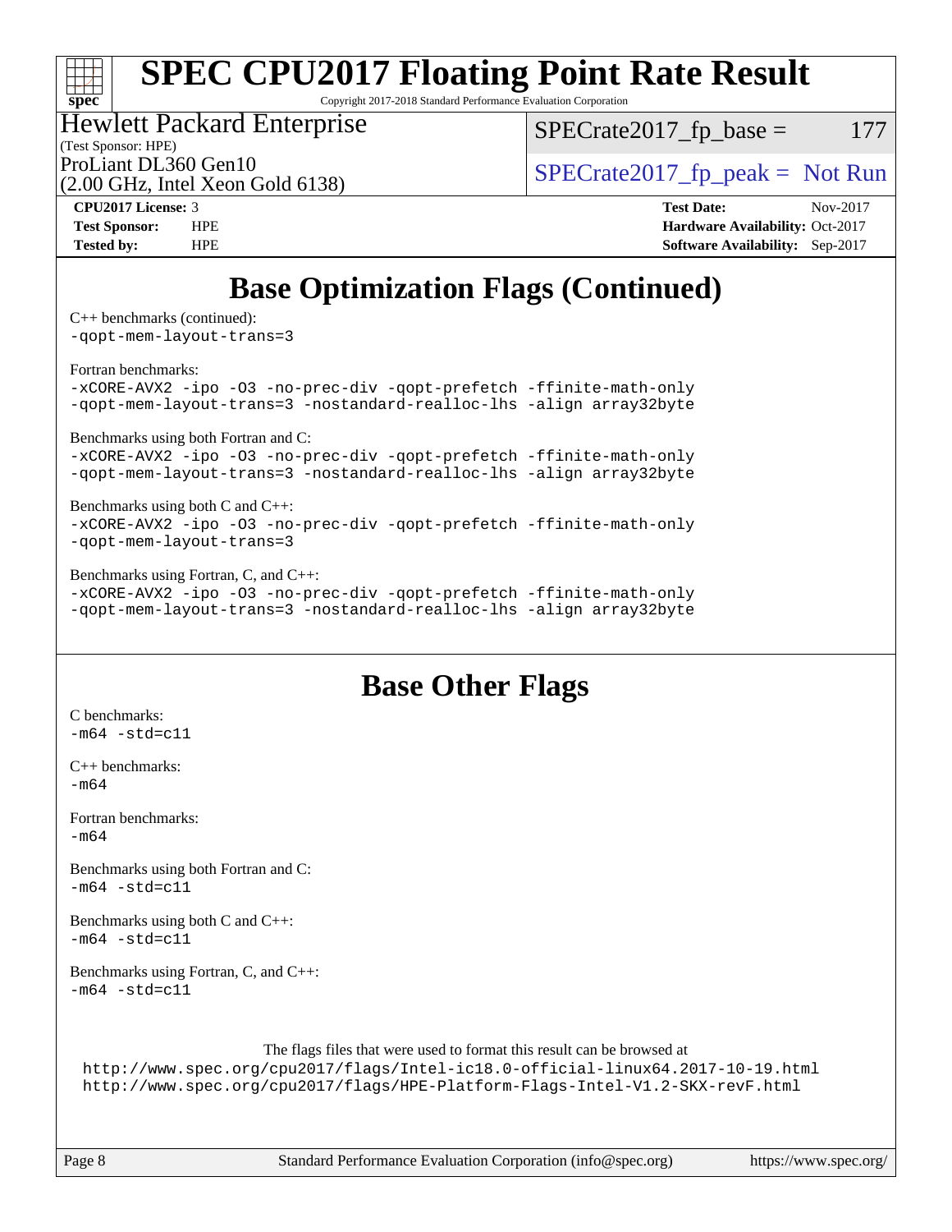# Base Optimization Flags (Continued)

C++ benchmarks (continued):
-qopt-mem-layout-trans=3

Fortran benchmarks:
-xCORE-AVX2 -ipo -O3 -no-prec-div -qopt-prefetch -ffinite-math-only
-qopt-mem-layout-trans=3 -nostandard-realloc-lhs -align array32byte

Benchmarks using both Fortran and C:
-xCORE-AVX2 -ipo -O3 -no-prec-div -qopt-prefetch -ffinite-math-only
-qopt-mem-layout-trans=3 -nostandard-realloc-lhs -align array32byte

Benchmarks using both C and C++:
-xCORE-AVX2 -ipo -O3 -no-prec-div -qopt-prefetch -ffinite-math-only
-qopt-mem-layout-trans=3

Benchmarks using Fortran, C, and C++:
-xCORE-AVX2 -ipo -O3 -no-prec-div -qopt-prefetch -ffinite-math-only
-qopt-mem-layout-trans=3 -nostandard-realloc-lhs -align array32byte

# Base Other Flags

C benchmarks:
-m64 -std=c11

C++ benchmarks:
-m64

Fortran benchmarks:
-m64

Benchmarks using both Fortran and C:
-m64 -std=c11

Benchmarks using both C and C++:
-m64 -std=c11

Benchmarks using Fortran, C, and C++:
-m64 -std=c11

The flags files that were used to format this result can be browsed at
http://www.spec.org/cpu2017/flags/Intel-ic18.0-official-linux64.2017-10-19.html
http://www.spec.org/cpu2017/flags/HPE-Platform-Flags-Intel-V1.2-SKX-revF.html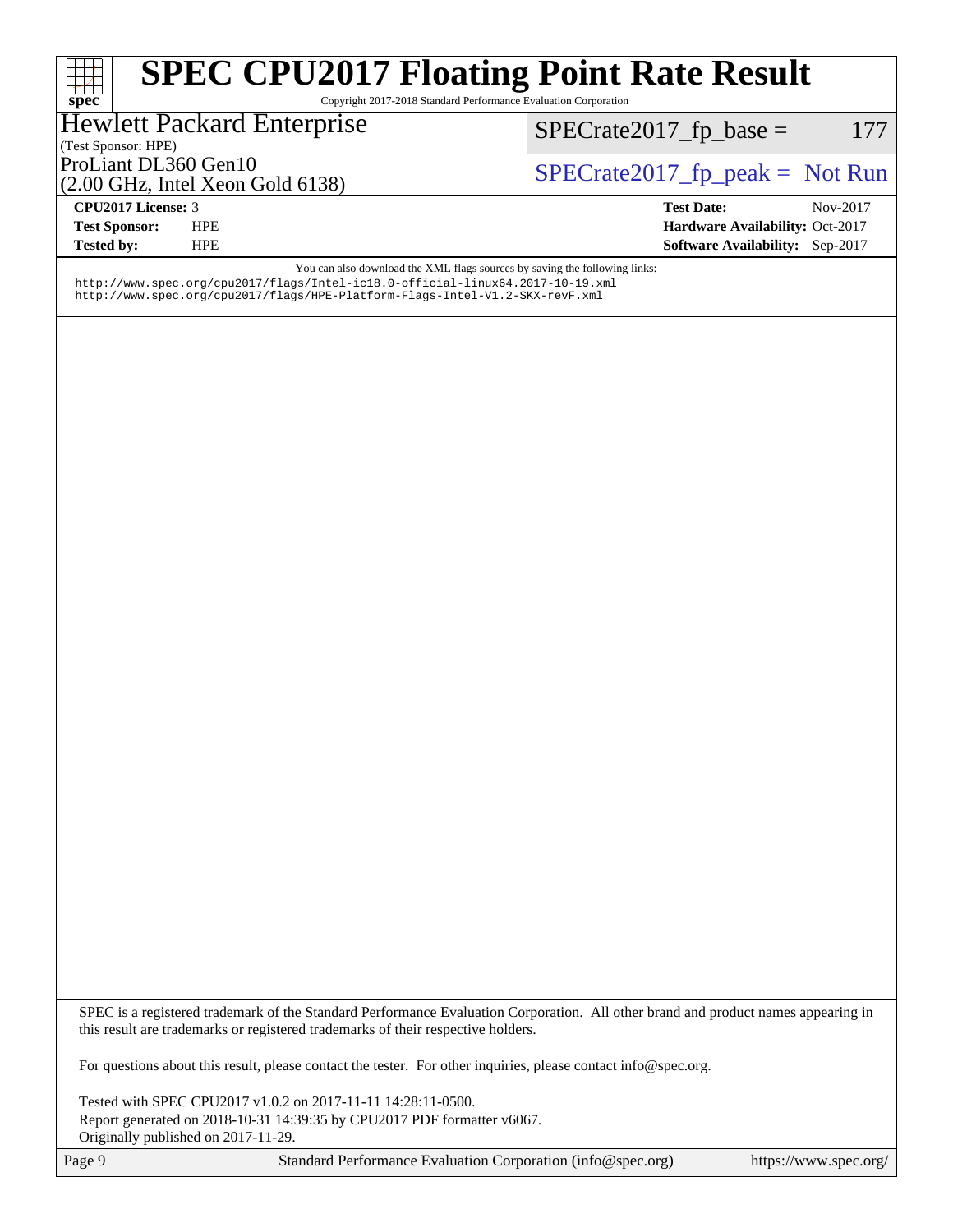You can also download the XML flags sources by saving the following links:

http://www.spec.org/cpu2017/flags/Intel-ic18.0-official-linux64.2017-10-19.xml
http://www.spec.org/cpu2017/flags/HPE-Platform-Flags-Intel-V1.2-SKX-revF.xml

SPEC is a registered trademark of the Standard Performance Evaluation Corporation. All other brand and product names appearing in this result are trademarks or registered trademarks of their respective holders.

For questions about this result, please contact the tester. For other inquiries, please contact info@spec.org.

Tested with SPEC CPU2017 v1.0.2 on 2017-11-11 14:28:11-0500.
Report generated on 2018-10-31 14:39:35 by CPU2017 PDF formatter v6067.
Originally published on 2017-11-29.